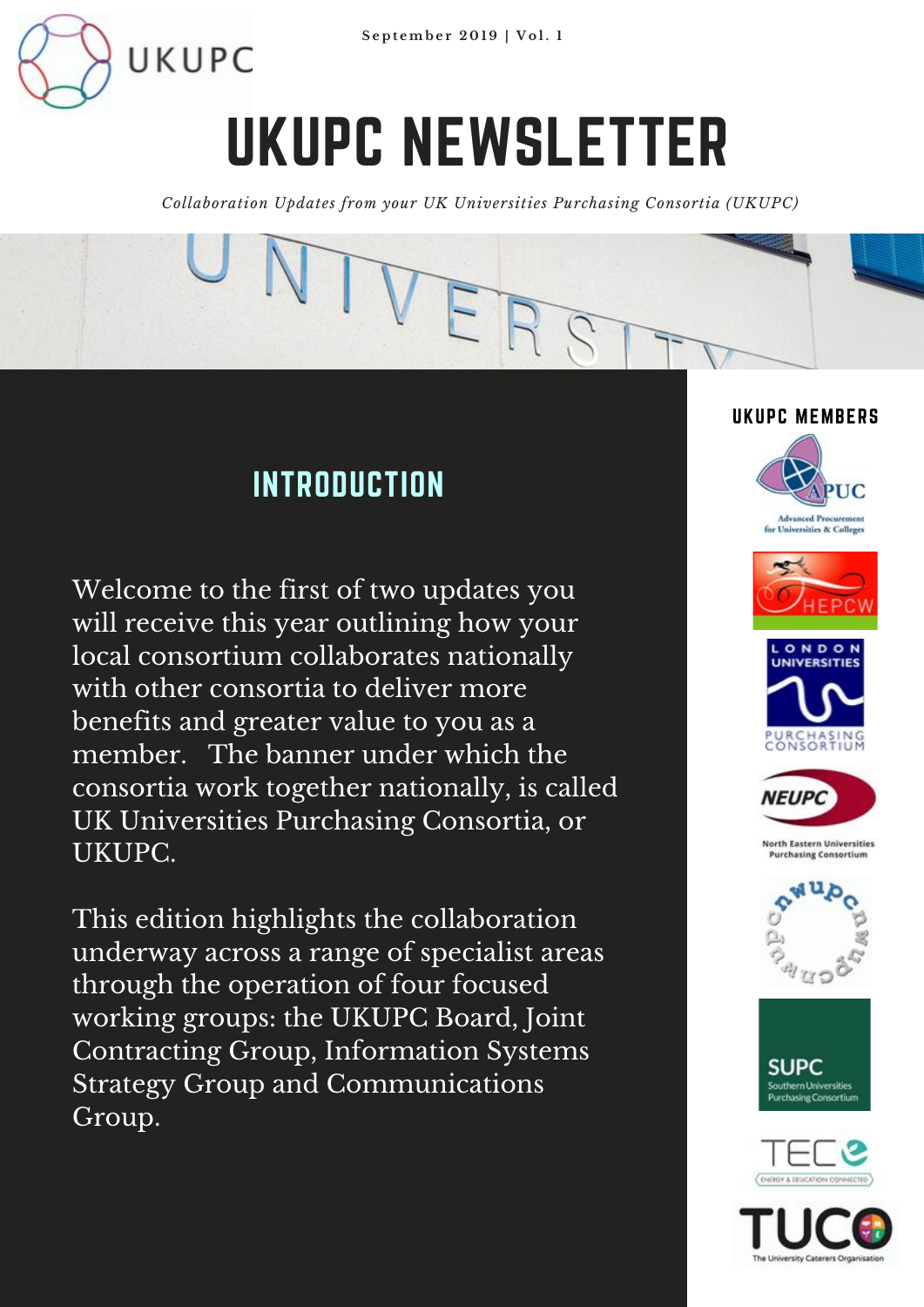September 2019 | Vol. 1

# UKUPC NEWSLETTER

*Collaboration Updates from your UK Universities Purchasing Consortia (UKUPC)*

## INTRODUCTION

Welcome to the first of two updates you will receive this year outlining how your local consortium collaborates nationally with other consortia to deliver more benefits and greater value to you as a member. The banner under which the consortia work together nationally, is called UK Universities Purchasing Consortia, or UKUPC.

This edition highlights the collaboration underway across a range of specialist areas through the operation of four focused working groups: the UKUPC Board, Joint Contracting Group, Information Systems Strategy Group and Communications Group.

### UKUPC MEMBERS

- APUC – Advanced Procurement for Universities & Colleges
- HEPCW
- London Universities Purchasing Consortium
- NEUPC – North Eastern Universities Purchasing Consortium
- NWUPC
- SUPC – Southern Universities Purchasing Consortium
- TEC – Energy & Education Connected
- TUCO – The University Caterers Organisation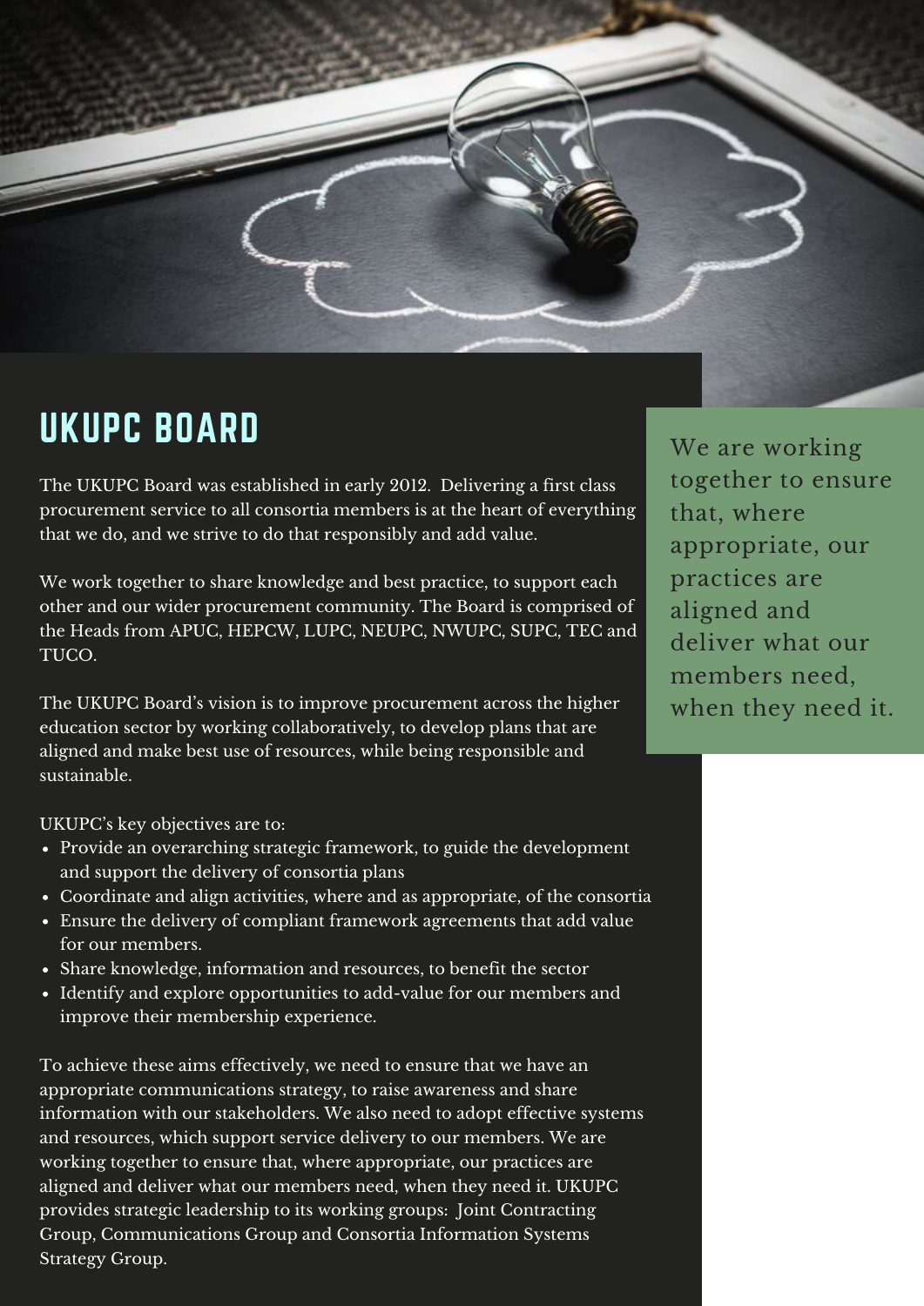# UKUPC BOARD

The UKUPC Board was established in early 2012. Delivering a first class procurement service to all consortia members is at the heart of everything that we do, and we strive to do that responsibly and add value.

We work together to share knowledge and best practice, to support each other and our wider procurement community. The Board is comprised of the Heads from APUC, HEPCW, LUPC, NEUPC, NWUPC, SUPC, TEC and TUCO.

The UKUPC Board's vision is to improve procurement across the higher education sector by working collaboratively, to develop plans that are aligned and make best use of resources, while being responsible and sustainable.

UKUPC's key objectives are to:

- Provide an overarching strategic framework, to guide the development and support the delivery of consortia plans
- Coordinate and align activities, where and as appropriate, of the consortia
- Ensure the delivery of compliant framework agreements that add value for our members.
- Share knowledge, information and resources, to benefit the sector
- Identify and explore opportunities to add-value for our members and improve their membership experience.

To achieve these aims effectively, we need to ensure that we have an appropriate communications strategy, to raise awareness and share information with our stakeholders. We also need to adopt effective systems and resources, which support service delivery to our members. We are working together to ensure that, where appropriate, our practices are aligned and deliver what our members need, when they need it. UKUPC provides strategic leadership to its working groups: Joint Contracting Group, Communications Group and Consortia Information Systems Strategy Group.

> We are working together to ensure that, where appropriate, our practices are aligned and deliver what our members need, when they need it.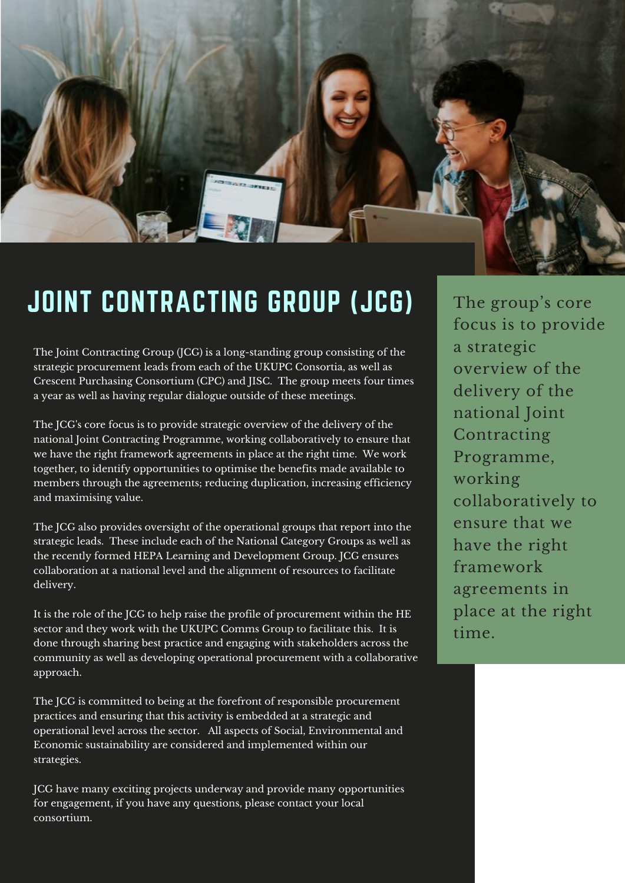# JOINT CONTRACTING GROUP (JCG)

The Joint Contracting Group (JCG) is a long-standing group consisting of the strategic procurement leads from each of the UKUPC Consortia, as well as Crescent Purchasing Consortium (CPC) and JISC. The group meets four times a year as well as having regular dialogue outside of these meetings.

The JCG's core focus is to provide strategic overview of the delivery of the national Joint Contracting Programme, working collaboratively to ensure that we have the right framework agreements in place at the right time. We work together, to identify opportunities to optimise the benefits made available to members through the agreements; reducing duplication, increasing efficiency and maximising value.

The JCG also provides oversight of the operational groups that report into the strategic leads. These include each of the National Category Groups as well as the recently formed HEPA Learning and Development Group. JCG ensures collaboration at a national level and the alignment of resources to facilitate delivery.

It is the role of the JCG to help raise the profile of procurement within the HE sector and they work with the UKUPC Comms Group to facilitate this. It is done through sharing best practice and engaging with stakeholders across the community as well as developing operational procurement with a collaborative approach.

The JCG is committed to being at the forefront of responsible procurement practices and ensuring that this activity is embedded at a strategic and operational level across the sector. All aspects of Social, Environmental and Economic sustainability are considered and implemented within our strategies.

JCG have many exciting projects underway and provide many opportunities for engagement, if you have any questions, please contact your local consortium.

The group's core focus is to provide a strategic overview of the delivery of the national Joint Contracting Programme, working collaboratively to ensure that we have the right framework agreements in place at the right time.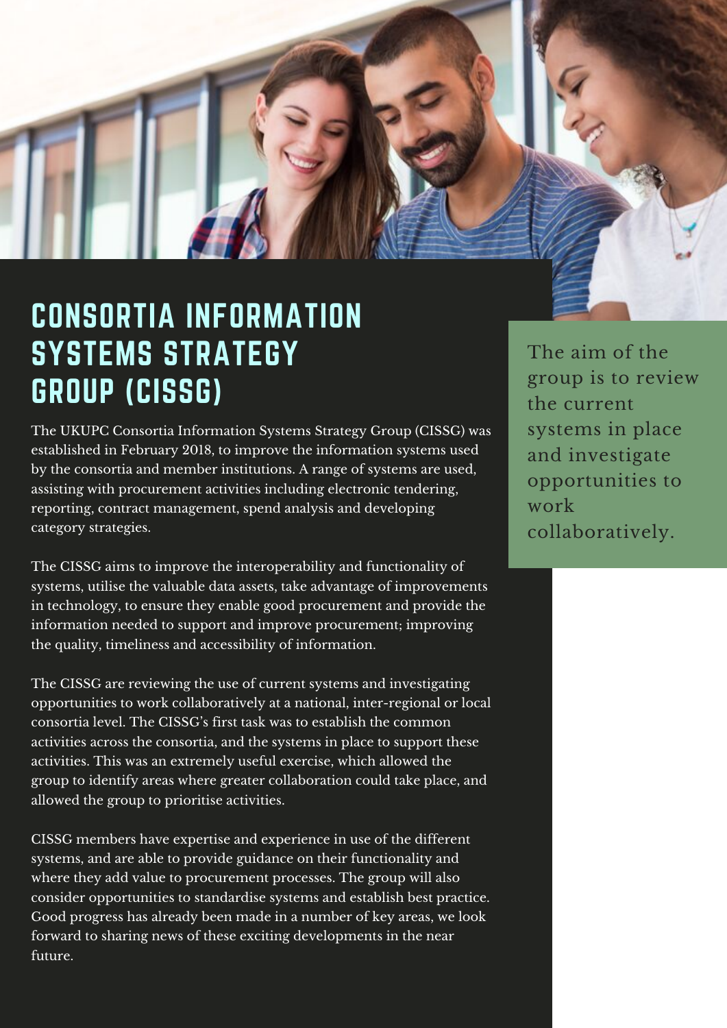# CONSORTIA INFORMATION SYSTEMS STRATEGY GROUP (CISSG)

The UKUPC Consortia Information Systems Strategy Group (CISSG) was established in February 2018, to improve the information systems used by the consortia and member institutions. A range of systems are used, assisting with procurement activities including electronic tendering, reporting, contract management, spend analysis and developing category strategies.

The CISSG aims to improve the interoperability and functionality of systems, utilise the valuable data assets, take advantage of improvements in technology, to ensure they enable good procurement and provide the information needed to support and improve procurement; improving the quality, timeliness and accessibility of information.

The CISSG are reviewing the use of current systems and investigating opportunities to work collaboratively at a national, inter-regional or local consortia level. The CISSG's first task was to establish the common activities across the consortia, and the systems in place to support these activities. This was an extremely useful exercise, which allowed the group to identify areas where greater collaboration could take place, and allowed the group to prioritise activities.

CISSG members have expertise and experience in use of the different systems, and are able to provide guidance on their functionality and where they add value to procurement processes. The group will also consider opportunities to standardise systems and establish best practice. Good progress has already been made in a number of key areas, we look forward to sharing news of these exciting developments in the near future.

The aim of the group is to review the current systems in place and investigate opportunities to work collaboratively.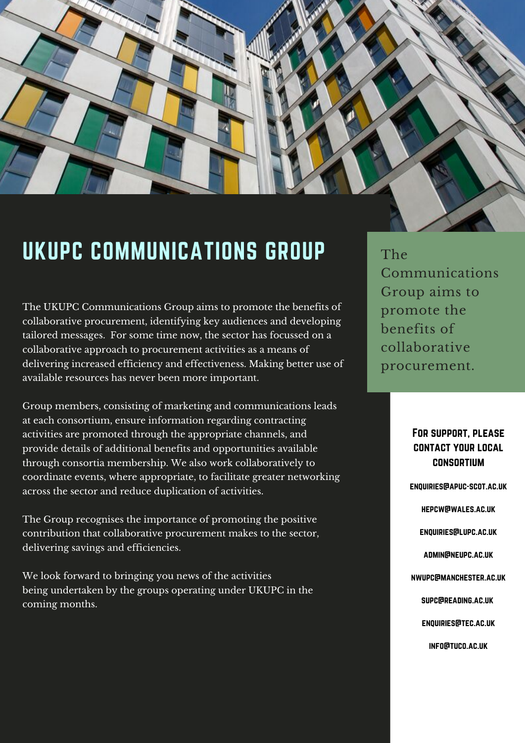# UKUPC COMMUNICATIONS GROUP

The UKUPC Communications Group aims to promote the benefits of collaborative procurement, identifying key audiences and developing tailored messages. For some time now, the sector has focussed on a collaborative approach to procurement activities as a means of delivering increased efficiency and effectiveness. Making better use of available resources has never been more important.

Group members, consisting of marketing and communications leads at each consortium, ensure information regarding contracting activities are promoted through the appropriate channels, and provide details of additional benefits and opportunities available through consortia membership. We also work collaboratively to coordinate events, where appropriate, to facilitate greater networking across the sector and reduce duplication of activities.

The Group recognises the importance of promoting the positive contribution that collaborative procurement makes to the sector, delivering savings and efficiencies.

We look forward to bringing you news of the activities being undertaken by the groups operating under UKUPC in the coming months.

The Communications Group aims to promote the benefits of collaborative procurement.

### For support, please contact your local consortium

ENQUIRIES@APUC-SCOT.AC.UK

HEPCW@WALES.AC.UK

ENQUIRIES@LUPC.AC.UK

ADMIN@NEUPC.AC.UK

NWUPC@MANCHESTER.AC.UK

SUPC@READING.AC.UK

ENQUIRIES@TEC.AC.UK

INFO@TUCO.AC.UK